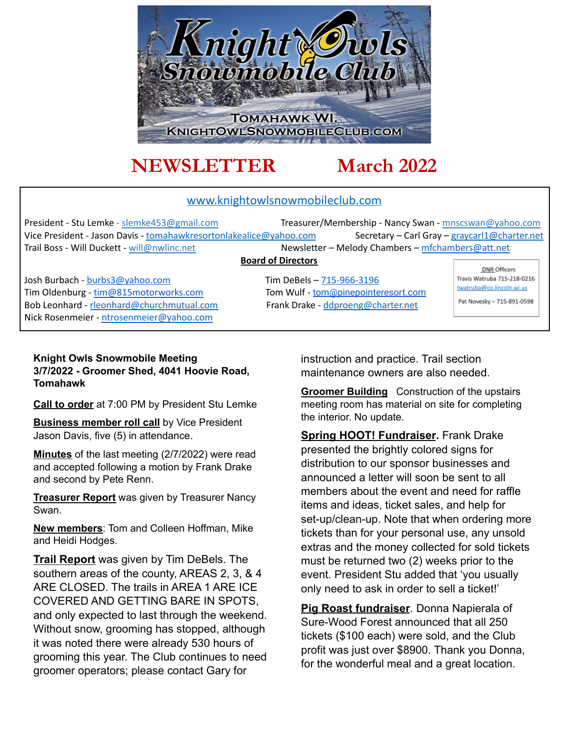# Knight Owls Snowmobile Club

TOMAHAWK WI.

KNIGHTOWLSNOWMOBILECLUB.COM

# NEWSLETTER March 2022

www.knightowlsnowmobileclub.com

President - Stu Lemke - slemke453@gmail.com
Treasurer/Membership - Nancy Swan - mnscswan@yahoo.com
Vice President - Jason Davis - tomahawkresortonlakealice@yahoo.com
Secretary – Carl Gray – graycarl1@charter.net
Trail Boss - Will Duckett - will@nwlinc.net
Newsletter – Melody Chambers – mfchambers@att.net

**Board of Directors**

Josh Burbach - burbs3@yahoo.com
Tim Oldenburg - tim@815motorworks.com
Bob Leonhard - rleonhard@churchmutual.com
Nick Rosenmeier - ntrosenmeier@yahoo.com
Tim DeBels – 715-966-3196
Tom Wulf - tom@pinepointeresort.com
Frank Drake - ddproeng@charter.net

DNR Officers
Travis Watruba 715-218-0216
twatruba@co.lincoln.wi.us
Pat Novesky – 715-891-0598

**Knight Owls Snowmobile Meeting**
**3/7/2022 - Groomer Shed, 4041 Hoovie Road, Tomahawk**

**Call to order** at 7:00 PM by President Stu Lemke

**Business member roll call** by Vice President Jason Davis, five (5) in attendance.

**Minutes** of the last meeting (2/7/2022) were read and accepted following a motion by Frank Drake and second by Pete Renn.

**Treasurer Report** was given by Treasurer Nancy Swan.

**New members**: Tom and Colleen Hoffman, Mike and Heidi Hodges.

**Trail Report** was given by Tim DeBels. The southern areas of the county, AREAS 2, 3, & 4 ARE CLOSED. The trails in AREA 1 ARE ICE COVERED AND GETTING BARE IN SPOTS, and only expected to last through the weekend. Without snow, grooming has stopped, although it was noted there were already 530 hours of grooming this year. The Club continues to need groomer operators; please contact Gary for instruction and practice. Trail section maintenance owners are also needed.

**Groomer Building** Construction of the upstairs meeting room has material on site for completing the interior. No update.

**Spring HOOT! Fundraiser.** Frank Drake presented the brightly colored signs for distribution to our sponsor businesses and announced a letter will soon be sent to all members about the event and need for raffle items and ideas, ticket sales, and help for set-up/clean-up. Note that when ordering more tickets than for your personal use, any unsold extras and the money collected for sold tickets must be returned two (2) weeks prior to the event. President Stu added that 'you usually only need to ask in order to sell a ticket!'

**Pig Roast fundraiser**. Donna Napierala of Sure-Wood Forest announced that all 250 tickets ($100 each) were sold, and the Club profit was just over $8900. Thank you Donna, for the wonderful meal and a great location.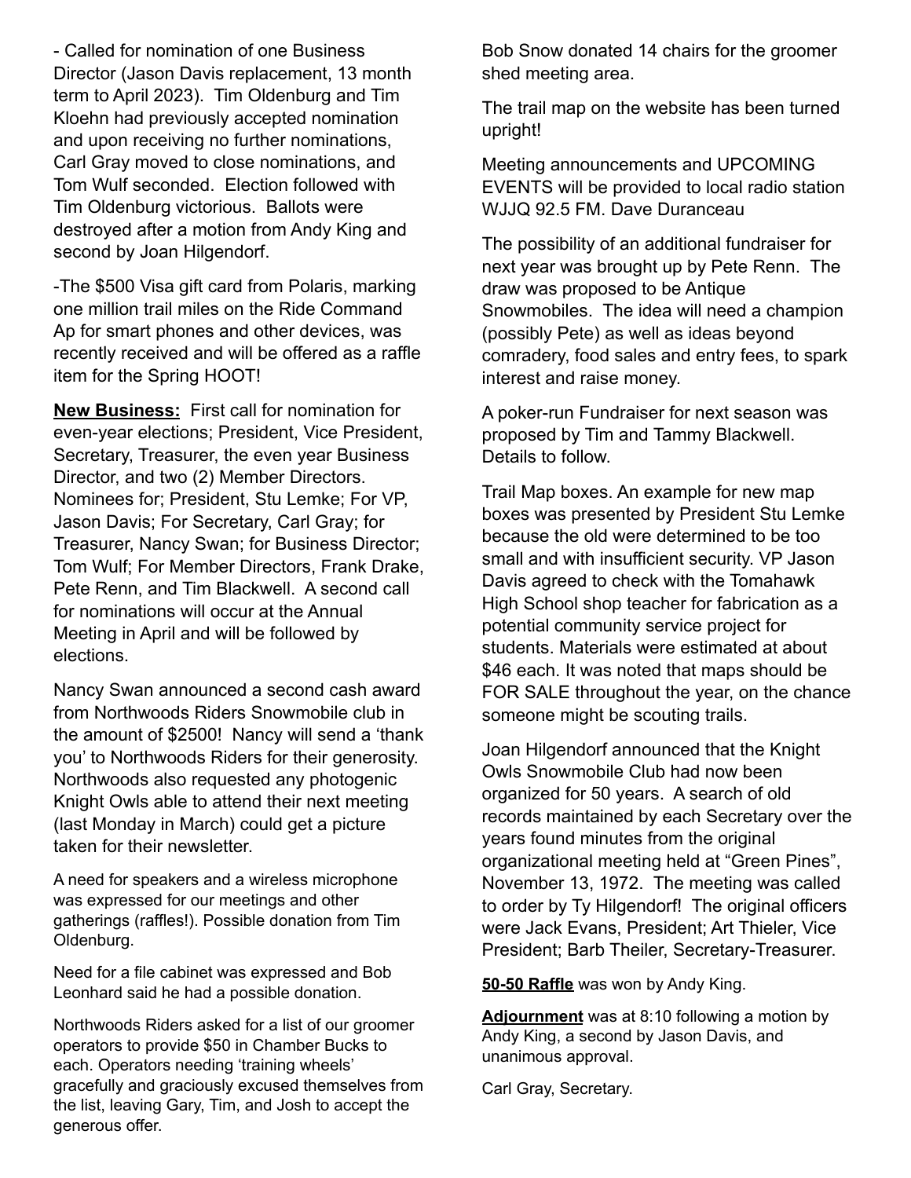- Called for nomination of one Business Director (Jason Davis replacement, 13 month term to April 2023). Tim Oldenburg and Tim Kloehn had previously accepted nomination and upon receiving no further nominations, Carl Gray moved to close nominations, and Tom Wulf seconded. Election followed with Tim Oldenburg victorious. Ballots were destroyed after a motion from Andy King and second by Joan Hilgendorf.

-The $500 Visa gift card from Polaris, marking one million trail miles on the Ride Command Ap for smart phones and other devices, was recently received and will be offered as a raffle item for the Spring HOOT!

**New Business:** First call for nomination for even-year elections; President, Vice President, Secretary, Treasurer, the even year Business Director, and two (2) Member Directors. Nominees for; President, Stu Lemke; For VP, Jason Davis; For Secretary, Carl Gray; for Treasurer, Nancy Swan; for Business Director; Tom Wulf; For Member Directors, Frank Drake, Pete Renn, and Tim Blackwell. A second call for nominations will occur at the Annual Meeting in April and will be followed by elections.

Nancy Swan announced a second cash award from Northwoods Riders Snowmobile club in the amount of $2500! Nancy will send a 'thank you' to Northwoods Riders for their generosity. Northwoods also requested any photogenic Knight Owls able to attend their next meeting (last Monday in March) could get a picture taken for their newsletter.

A need for speakers and a wireless microphone was expressed for our meetings and other gatherings (raffles!). Possible donation from Tim Oldenburg.

Need for a file cabinet was expressed and Bob Leonhard said he had a possible donation.

Northwoods Riders asked for a list of our groomer operators to provide $50 in Chamber Bucks to each. Operators needing 'training wheels' gracefully and graciously excused themselves from the list, leaving Gary, Tim, and Josh to accept the generous offer.

Bob Snow donated 14 chairs for the groomer shed meeting area.

The trail map on the website has been turned upright!

Meeting announcements and UPCOMING EVENTS will be provided to local radio station WJJQ 92.5 FM. Dave Duranceau

The possibility of an additional fundraiser for next year was brought up by Pete Renn. The draw was proposed to be Antique Snowmobiles. The idea will need a champion (possibly Pete) as well as ideas beyond comradery, food sales and entry fees, to spark interest and raise money.

A poker-run Fundraiser for next season was proposed by Tim and Tammy Blackwell. Details to follow.

Trail Map boxes. An example for new map boxes was presented by President Stu Lemke because the old were determined to be too small and with insufficient security. VP Jason Davis agreed to check with the Tomahawk High School shop teacher for fabrication as a potential community service project for students. Materials were estimated at about $46 each. It was noted that maps should be FOR SALE throughout the year, on the chance someone might be scouting trails.

Joan Hilgendorf announced that the Knight Owls Snowmobile Club had now been organized for 50 years. A search of old records maintained by each Secretary over the years found minutes from the original organizational meeting held at "Green Pines", November 13, 1972. The meeting was called to order by Ty Hilgendorf! The original officers were Jack Evans, President; Art Thieler, Vice President; Barb Theiler, Secretary-Treasurer.

**50-50 Raffle** was won by Andy King.

**Adjournment** was at 8:10 following a motion by Andy King, a second by Jason Davis, and unanimous approval.

Carl Gray, Secretary.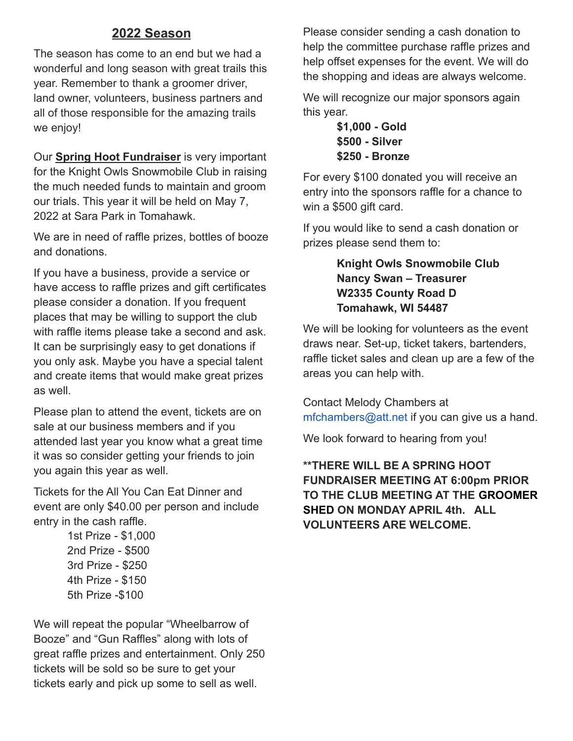## 2022 Season

The season has come to an end but we had a wonderful and long season with great trails this year. Remember to thank a groomer driver, land owner, volunteers, business partners and all of those responsible for the amazing trails we enjoy!

Our **Spring Hoot Fundraiser** is very important for the Knight Owls Snowmobile Club in raising the much needed funds to maintain and groom our trials. This year it will be held on May 7, 2022 at Sara Park in Tomahawk.

We are in need of raffle prizes, bottles of booze and donations.

If you have a business, provide a service or have access to raffle prizes and gift certificates please consider a donation. If you frequent places that may be willing to support the club with raffle items please take a second and ask. It can be surprisingly easy to get donations if you only ask. Maybe you have a special talent and create items that would make great prizes as well.

Please plan to attend the event, tickets are on sale at our business members and if you attended last year you know what a great time it was so consider getting your friends to join you again this year as well.

Tickets for the All You Can Eat Dinner and event are only $40.00 per person and include entry in the cash raffle.

1st Prize - $1,000
2nd Prize - $500
3rd Prize - $250
4th Prize - $150
5th Prize -$100

We will repeat the popular "Wheelbarrow of Booze" and "Gun Raffles" along with lots of great raffle prizes and entertainment. Only 250 tickets will be sold so be sure to get your tickets early and pick up some to sell as well.

Please consider sending a cash donation to help the committee purchase raffle prizes and help offset expenses for the event. We will do the shopping and ideas are always welcome.

We will recognize our major sponsors again this year.

**$1,000 - Gold**
**$500 - Silver**
**$250 - Bronze**

For every $100 donated you will receive an entry into the sponsors raffle for a chance to win a $500 gift card.

If you would like to send a cash donation or prizes please send them to:

**Knight Owls Snowmobile Club**
**Nancy Swan – Treasurer**
**W2335 County Road D**
**Tomahawk, WI 54487**

We will be looking for volunteers as the event draws near. Set-up, ticket takers, bartenders, raffle ticket sales and clean up are a few of the areas you can help with.

Contact Melody Chambers at mfchambers@att.net if you can give us a hand.

We look forward to hearing from you!

**\*\*THERE WILL BE A SPRING HOOT FUNDRAISER MEETING AT 6:00pm PRIOR TO THE CLUB MEETING AT THE GROOMER SHED ON MONDAY APRIL 4th. ALL VOLUNTEERS ARE WELCOME.**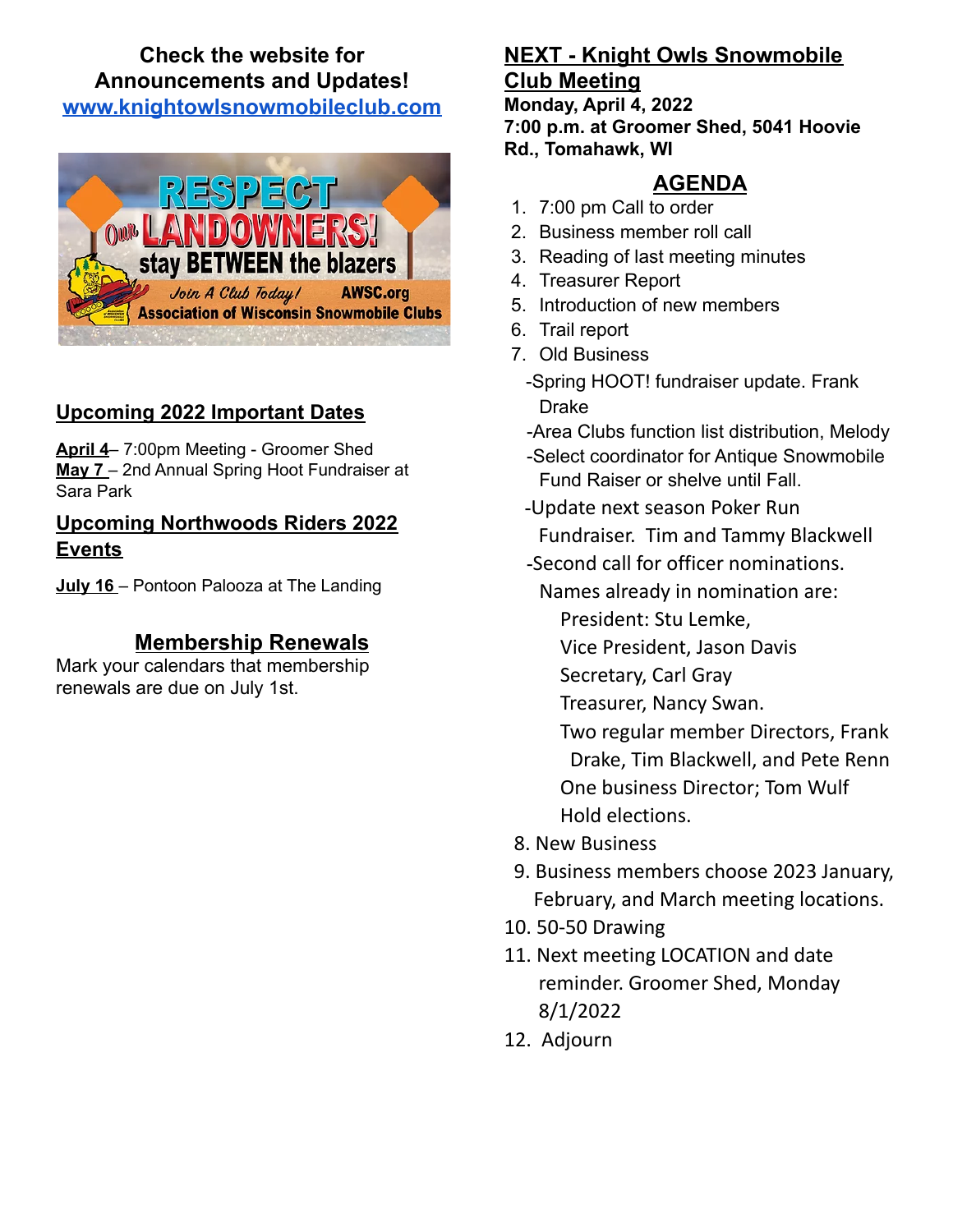**Check the website for Announcements and Updates!**
**[www.knightowlsnowmobileclub.com](http://www.knightowlsnowmobileclub.com)**

RESPECT Our LANDOWNERS! stay BETWEEN the blazers
Join A Club Today! AWSC.org
Association of Wisconsin Snowmobile Clubs

## Upcoming 2022 Important Dates

**April 4** – 7:00pm Meeting - Groomer Shed
**May 7** – 2nd Annual Spring Hoot Fundraiser at Sara Park

## Upcoming Northwoods Riders 2022 Events

**July 16** – Pontoon Palooza at The Landing

## Membership Renewals

Mark your calendars that membership renewals are due on July 1st.

## NEXT - Knight Owls Snowmobile Club Meeting

**Monday, April 4, 2022**
**7:00 p.m. at Groomer Shed, 5041 Hoovie Rd., Tomahawk, WI**

## AGENDA

1. 7:00 pm Call to order
2. Business member roll call
3. Reading of last meeting minutes
4. Treasurer Report
5. Introduction of new members
6. Trail report
7. Old Business
   - -Spring HOOT! fundraiser update. Frank Drake
   - -Area Clubs function list distribution, Melody
   - -Select coordinator for Antique Snowmobile Fund Raiser or shelve until Fall.
   - -Update next season Poker Run Fundraiser. Tim and Tammy Blackwell
   - -Second call for officer nominations. Names already in nomination are:
     - President: Stu Lemke,
     - Vice President, Jason Davis
     - Secretary, Carl Gray
     - Treasurer, Nancy Swan.
     - Two regular member Directors, Frank Drake, Tim Blackwell, and Pete Renn
     - One business Director; Tom Wulf
     - Hold elections.
8. New Business
9. Business members choose 2023 January, February, and March meeting locations.
10. 50-50 Drawing
11. Next meeting LOCATION and date reminder. Groomer Shed, Monday 8/1/2022
12. Adjourn